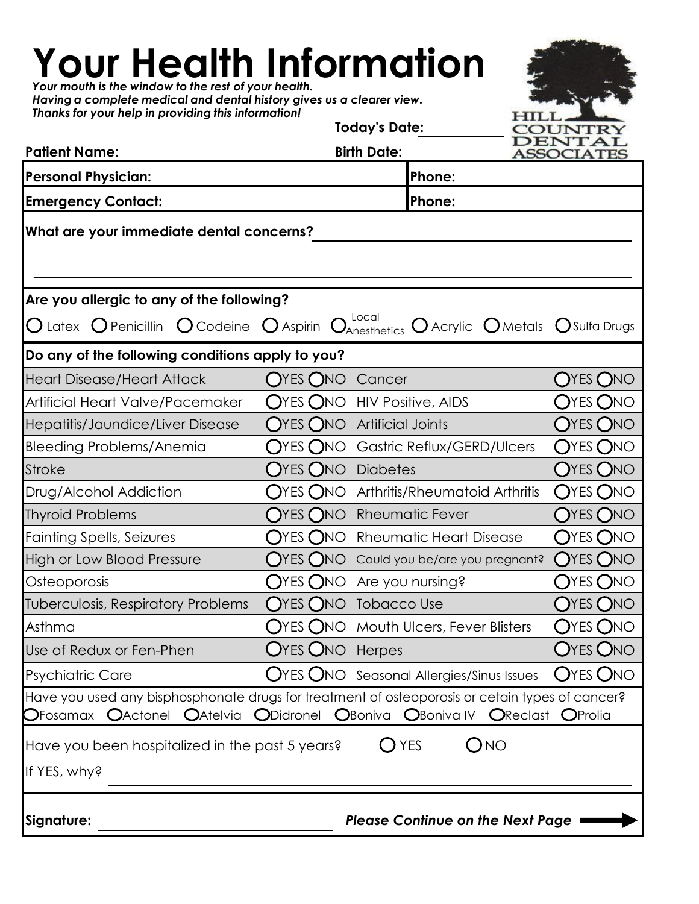# Your Health Information

***Your mouth is the window to the rest of your health.***
***Having a complete medical and dental history gives us a clearer view.***
***Thanks for your help in providing this information!***

HILL COUNTRY DENTAL ASSOCIATES

**Today's Date:** ____________

**Patient Name:** **Birth Date:**

| **Personal Physician:** | **Phone:** |
|---|---|
| **Emergency Contact:** | **Phone:** |

**What are your immediate dental concerns?** ________________________________________

________________________________________________________________________

**Are you allergic to any of the following?**

○ Latex ○ Penicillin ○ Codeine ○ Aspirin ○ Local Anesthetics ○ Acrylic ○ Metals ○ Sulfa Drugs

**Do any of the following conditions apply to you?**

| Condition | | Condition | |
|---|---|---|---|
| Heart Disease/Heart Attack | ○YES ○NO | Cancer | ○YES ○NO |
| Artificial Heart Valve/Pacemaker | ○YES ○NO | HIV Positive, AIDS | ○YES ○NO |
| Hepatitis/Jaundice/Liver Disease | ○YES ○NO | Artificial Joints | ○YES ○NO |
| Bleeding Problems/Anemia | ○YES ○NO | Gastric Reflux/GERD/Ulcers | ○YES ○NO |
| Stroke | ○YES ○NO | Diabetes | ○YES ○NO |
| Drug/Alcohol Addiction | ○YES ○NO | Arthritis/Rheumatoid Arthritis | ○YES ○NO |
| Thyroid Problems | ○YES ○NO | Rheumatic Fever | ○YES ○NO |
| Fainting Spells, Seizures | ○YES ○NO | Rheumatic Heart Disease | ○YES ○NO |
| High or Low Blood Pressure | ○YES ○NO | Could you be/are you pregnant? | ○YES ○NO |
| Osteoporosis | ○YES ○NO | Are you nursing? | ○YES ○NO |
| Tuberculosis, Respiratory Problems | ○YES ○NO | Tobacco Use | ○YES ○NO |
| Asthma | ○YES ○NO | Mouth Ulcers, Fever Blisters | ○YES ○NO |
| Use of Redux or Fen-Phen | ○YES ○NO | Herpes | ○YES ○NO |
| Psychiatric Care | ○YES ○NO | Seasonal Allergies/Sinus Issues | ○YES ○NO |

Have you used any bisphosphonate drugs for treatment of osteoporosis or cetain types of cancer?
○Fosamax ○Actonel ○Atelvia ○Didronel ○Boniva ○Boniva IV ○Reclast ○Prolia

Have you been hospitalized in the past 5 years? ○ YES ○ NO

If YES, why? ________________________________________

**Signature:** ____________________ ***Please Continue on the Next Page*** ➡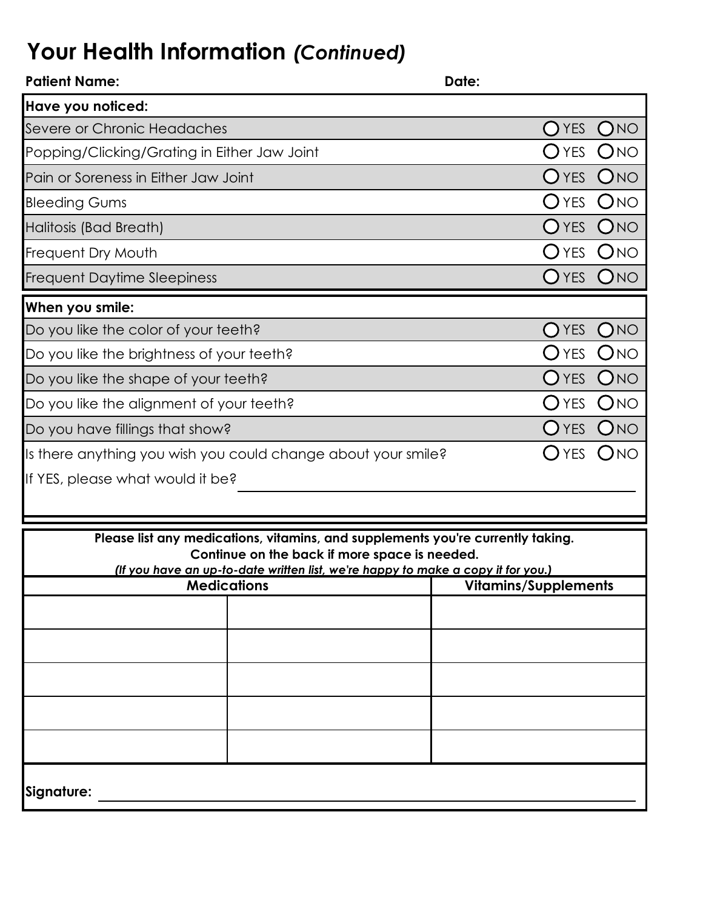# Your Health Information *(Continued)*

**Patient Name:** **Date:**

| **Have you noticed:** | | |
|---|---|---|
| Severe or Chronic Headaches | ◯ YES | ◯ NO |
| Popping/Clicking/Grating in Either Jaw Joint | ◯ YES | ◯ NO |
| Pain or Soreness in Either Jaw Joint | ◯ YES | ◯ NO |
| Bleeding Gums | ◯ YES | ◯ NO |
| Halitosis (Bad Breath) | ◯ YES | ◯ NO |
| Frequent Dry Mouth | ◯ YES | ◯ NO |
| Frequent Daytime Sleepiness | ◯ YES | ◯ NO |

| **When you smile:** | | |
|---|---|---|
| Do you like the color of your teeth? | ◯ YES | ◯ NO |
| Do you like the brightness of your teeth? | ◯ YES | ◯ NO |
| Do you like the shape of your teeth? | ◯ YES | ◯ NO |
| Do you like the alignment of your teeth? | ◯ YES | ◯ NO |
| Do you have fillings that show? | ◯ YES | ◯ NO |
| Is there anything you wish you could change about your smile? | ◯ YES | ◯ NO |

If YES, please what would it be? ______________________________

**Please list any medications, vitamins, and supplements you're currently taking.**
**Continue on the back if more space is needed.**
***(If you have an up-to-date written list, we're happy to make a copy it for you.)***

| **Medications** | | **Vitamins/Supplements** |
|---|---|---|
| | | |
| | | |
| | | |
| | | |
| | | |

**Signature:** ______________________________